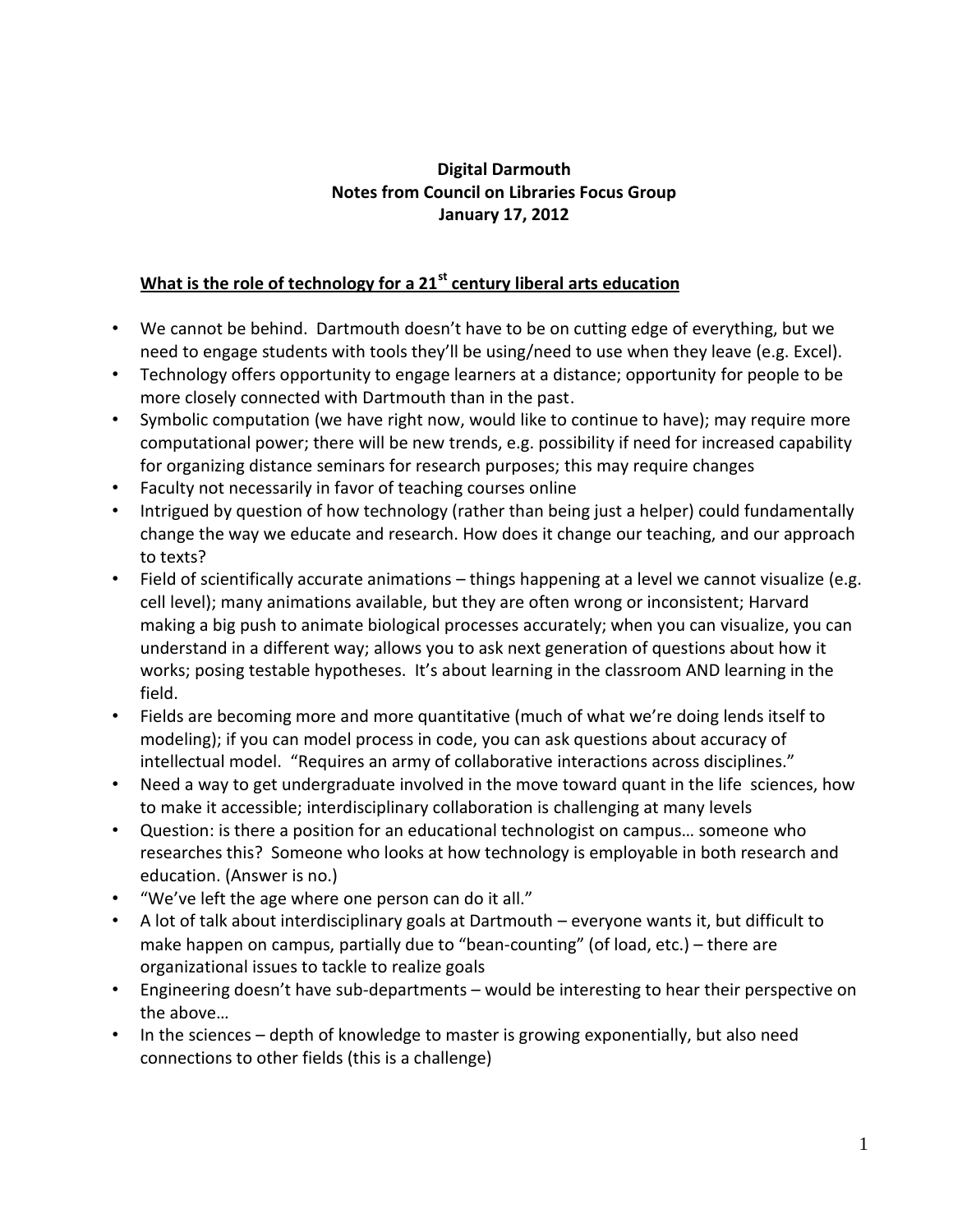**Digital Darmouth**
**Notes from Council on Libraries Focus Group**
**January 17, 2012**

## What is the role of technology for a 21st century liberal arts education

- We cannot be behind. Dartmouth doesn't have to be on cutting edge of everything, but we need to engage students with tools they'll be using/need to use when they leave (e.g. Excel).
- Technology offers opportunity to engage learners at a distance; opportunity for people to be more closely connected with Dartmouth than in the past.
- Symbolic computation (we have right now, would like to continue to have); may require more computational power; there will be new trends, e.g. possibility if need for increased capability for organizing distance seminars for research purposes; this may require changes
- Faculty not necessarily in favor of teaching courses online
- Intrigued by question of how technology (rather than being just a helper) could fundamentally change the way we educate and research. How does it change our teaching, and our approach to texts?
- Field of scientifically accurate animations – things happening at a level we cannot visualize (e.g. cell level); many animations available, but they are often wrong or inconsistent; Harvard making a big push to animate biological processes accurately; when you can visualize, you can understand in a different way; allows you to ask next generation of questions about how it works; posing testable hypotheses. It's about learning in the classroom AND learning in the field.
- Fields are becoming more and more quantitative (much of what we're doing lends itself to modeling); if you can model process in code, you can ask questions about accuracy of intellectual model. "Requires an army of collaborative interactions across disciplines."
- Need a way to get undergraduate involved in the move toward quant in the life sciences, how to make it accessible; interdisciplinary collaboration is challenging at many levels
- Question: is there a position for an educational technologist on campus… someone who researches this? Someone who looks at how technology is employable in both research and education. (Answer is no.)
- "We've left the age where one person can do it all."
- A lot of talk about interdisciplinary goals at Dartmouth – everyone wants it, but difficult to make happen on campus, partially due to "bean-counting" (of load, etc.) – there are organizational issues to tackle to realize goals
- Engineering doesn't have sub-departments – would be interesting to hear their perspective on the above…
- In the sciences – depth of knowledge to master is growing exponentially, but also need connections to other fields (this is a challenge)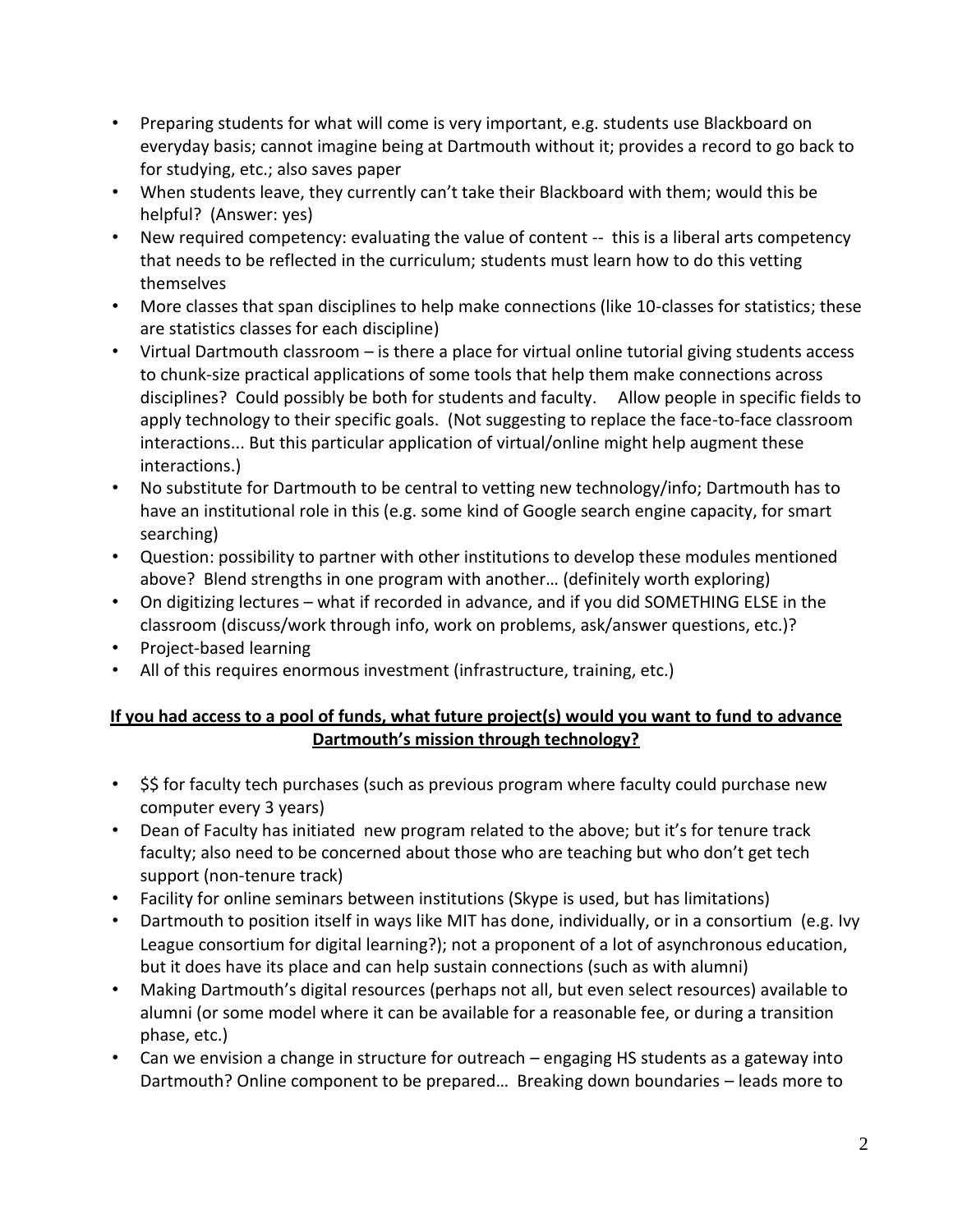- Preparing students for what will come is very important, e.g. students use Blackboard on everyday basis; cannot imagine being at Dartmouth without it; provides a record to go back to for studying, etc.; also saves paper
- When students leave, they currently can't take their Blackboard with them; would this be helpful? (Answer: yes)
- New required competency: evaluating the value of content -- this is a liberal arts competency that needs to be reflected in the curriculum; students must learn how to do this vetting themselves
- More classes that span disciplines to help make connections (like 10-classes for statistics; these are statistics classes for each discipline)
- Virtual Dartmouth classroom – is there a place for virtual online tutorial giving students access to chunk-size practical applications of some tools that help them make connections across disciplines? Could possibly be both for students and faculty. Allow people in specific fields to apply technology to their specific goals. (Not suggesting to replace the face-to-face classroom interactions... But this particular application of virtual/online might help augment these interactions.)
- No substitute for Dartmouth to be central to vetting new technology/info; Dartmouth has to have an institutional role in this (e.g. some kind of Google search engine capacity, for smart searching)
- Question: possibility to partner with other institutions to develop these modules mentioned above? Blend strengths in one program with another… (definitely worth exploring)
- On digitizing lectures – what if recorded in advance, and if you did SOMETHING ELSE in the classroom (discuss/work through info, work on problems, ask/answer questions, etc.)?
- Project-based learning
- All of this requires enormous investment (infrastructure, training, etc.)

**<u>If you had access to a pool of funds, what future project(s) would you want to fund to advance Dartmouth's mission through technology?</u>**

- $$ for faculty tech purchases (such as previous program where faculty could purchase new computer every 3 years)
- Dean of Faculty has initiated new program related to the above; but it's for tenure track faculty; also need to be concerned about those who are teaching but who don't get tech support (non-tenure track)
- Facility for online seminars between institutions (Skype is used, but has limitations)
- Dartmouth to position itself in ways like MIT has done, individually, or in a consortium (e.g. Ivy League consortium for digital learning?); not a proponent of a lot of asynchronous education, but it does have its place and can help sustain connections (such as with alumni)
- Making Dartmouth's digital resources (perhaps not all, but even select resources) available to alumni (or some model where it can be available for a reasonable fee, or during a transition phase, etc.)
- Can we envision a change in structure for outreach – engaging HS students as a gateway into Dartmouth? Online component to be prepared… Breaking down boundaries – leads more to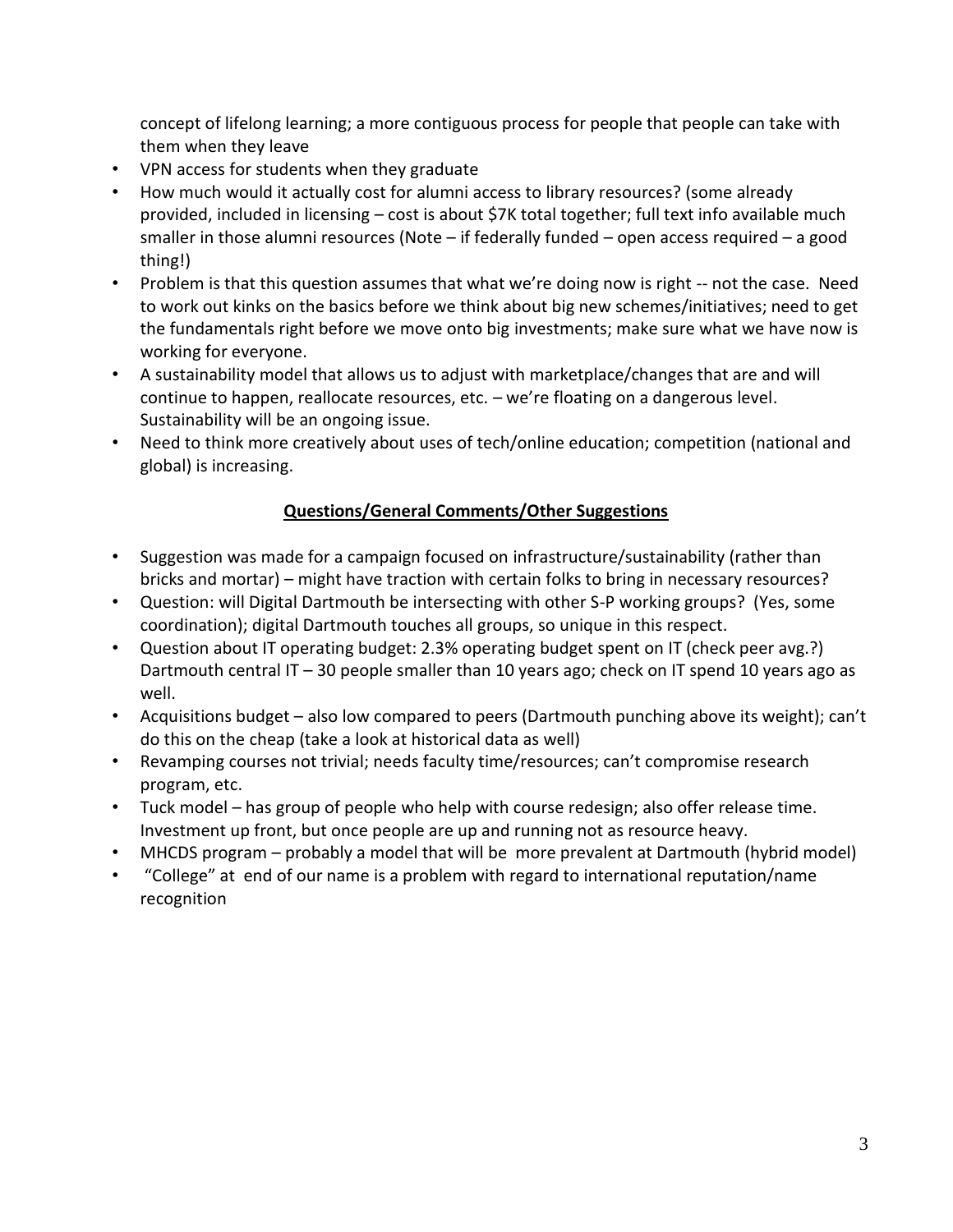concept of lifelong learning; a more contiguous process for people that people can take with them when they leave

- VPN access for students when they graduate
- How much would it actually cost for alumni access to library resources? (some already provided, included in licensing – cost is about $7K total together; full text info available much smaller in those alumni resources (Note – if federally funded – open access required – a good thing!)
- Problem is that this question assumes that what we're doing now is right -- not the case. Need to work out kinks on the basics before we think about big new schemes/initiatives; need to get the fundamentals right before we move onto big investments; make sure what we have now is working for everyone.
- A sustainability model that allows us to adjust with marketplace/changes that are and will continue to happen, reallocate resources, etc. – we're floating on a dangerous level. Sustainability will be an ongoing issue.
- Need to think more creatively about uses of tech/online education; competition (national and global) is increasing.

## Questions/General Comments/Other Suggestions

- Suggestion was made for a campaign focused on infrastructure/sustainability (rather than bricks and mortar) – might have traction with certain folks to bring in necessary resources?
- Question: will Digital Dartmouth be intersecting with other S-P working groups? (Yes, some coordination); digital Dartmouth touches all groups, so unique in this respect.
- Question about IT operating budget: 2.3% operating budget spent on IT (check peer avg.?) Dartmouth central IT – 30 people smaller than 10 years ago; check on IT spend 10 years ago as well.
- Acquisitions budget – also low compared to peers (Dartmouth punching above its weight); can't do this on the cheap (take a look at historical data as well)
- Revamping courses not trivial; needs faculty time/resources; can't compromise research program, etc.
- Tuck model – has group of people who help with course redesign; also offer release time. Investment up front, but once people are up and running not as resource heavy.
- MHCDS program – probably a model that will be more prevalent at Dartmouth (hybrid model)
- "College" at end of our name is a problem with regard to international reputation/name recognition